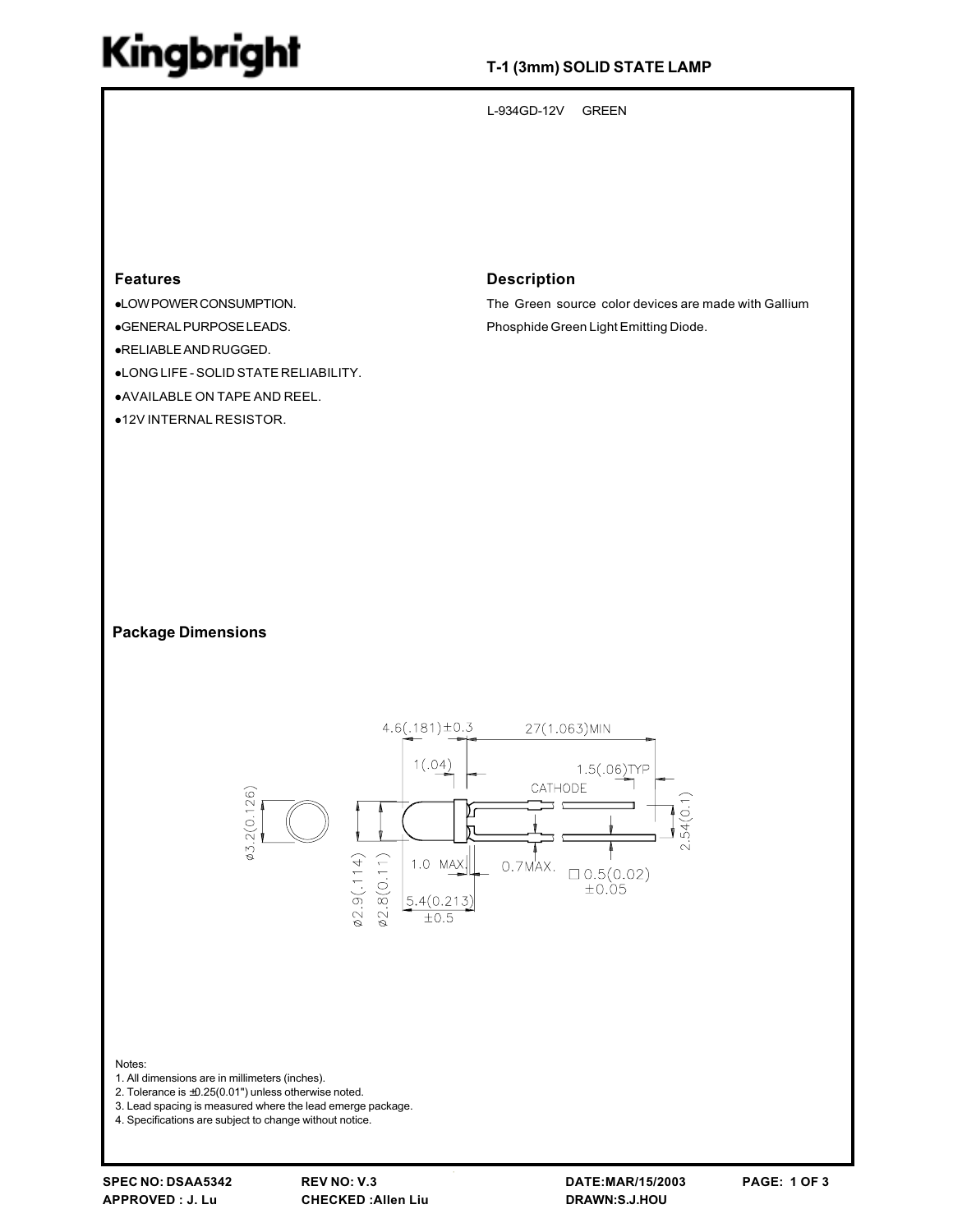# Kingbright

## T-1 (3mm) SOLID STATE LAMP

L-934GD-12V GREEN

### Features

- LOW POWER CONSUMPTION.
- GENERAL PURPOSE LEADS.
- RELIABLE AND RUGGED.
- LONG LIFE - SOLID STATE RELIABILITY.
- AVAILABLE ON TAPE AND REEL.
- 12V INTERNAL RESISTOR.

### Description

The Green source color devices are made with Gallium Phosphide Green Light Emitting Diode.

### Package Dimensions

4.6(.181)±0.3
27(1.063)MIN
1(.04)
1.5(.06)TYP
CATHODE
ø3.2(0.126)
2.54(0.1)
1.0 MAX.
0.7MAX.
□0.5(0.02) ±0.05
ø2.9(.114)
ø2.8(0.11)
5.4(0.213) ±0.5

Notes:
1. All dimensions are in millimeters (inches).
2. Tolerance is ±0.25(0.01") unless otherwise noted.
3. Lead spacing is measured where the lead emerge package.
4. Specifications are subject to change without notice.

SPEC NO: DSAA5342 REV NO: V.3 DATE:MAR/15/2003
APPROVED : J. Lu CHECKED :Allen Liu DRAWN:S.J.HOU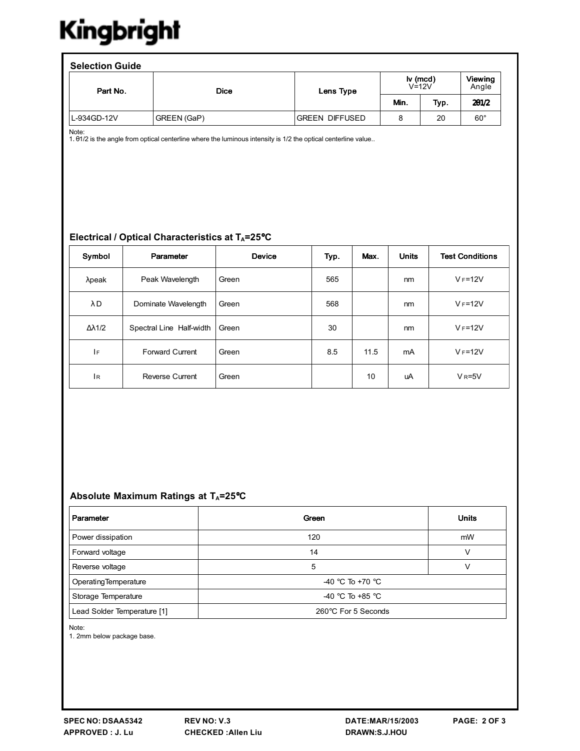Kingbright

## Selection Guide

| Part No. | Dice | Lens Type | Iv (mcd) V=12V | | Viewing Angle |
|---|---|---|---|---|---|
| | | | Min. | Typ. | 2θ1/2 |
| L-934GD-12V | GREEN (GaP) | GREEN DIFFUSED | 8 | 20 | 60° |

Note:
1. θ1/2 is the angle from optical centerline where the luminous intensity is 1/2 the optical centerline value..

## Electrical / Optical Characteristics at $T_A$=25°C

| Symbol | Parameter | Device | Typ. | Max. | Units | Test Conditions |
|---|---|---|---|---|---|---|
| λpeak | Peak Wavelength | Green | 565 | | nm | $V_F$=12V |
| λD | Dominate Wavelength | Green | 568 | | nm | $V_F$=12V |
| Δλ1/2 | Spectral Line Half-width | Green | 30 | | nm | $V_F$=12V |
| $I_F$ | Forward Current | Green | 8.5 | 11.5 | mA | $V_F$=12V |
| $I_R$ | Reverse Current | Green | | 10 | uA | $V_R$=5V |

## Absolute Maximum Ratings at $T_A$=25°C

| Parameter | Green | Units |
|---|---|---|
| Power dissipation | 120 | mW |
| Forward voltage | 14 | V |
| Reverse voltage | 5 | V |
| OperatingTemperature | -40 °C To +70 °C | |
| Storage Temperature | -40 °C To +85 °C | |
| Lead Solder Temperature [1] | 260°C For 5 Seconds | |

Note:
1. 2mm below package base.

SPEC NO: DSAA5342 REV NO: V.3 DATE:MAR/15/2003
APPROVED : J. Lu CHECKED :Allen Liu DRAWN:S.J.HOU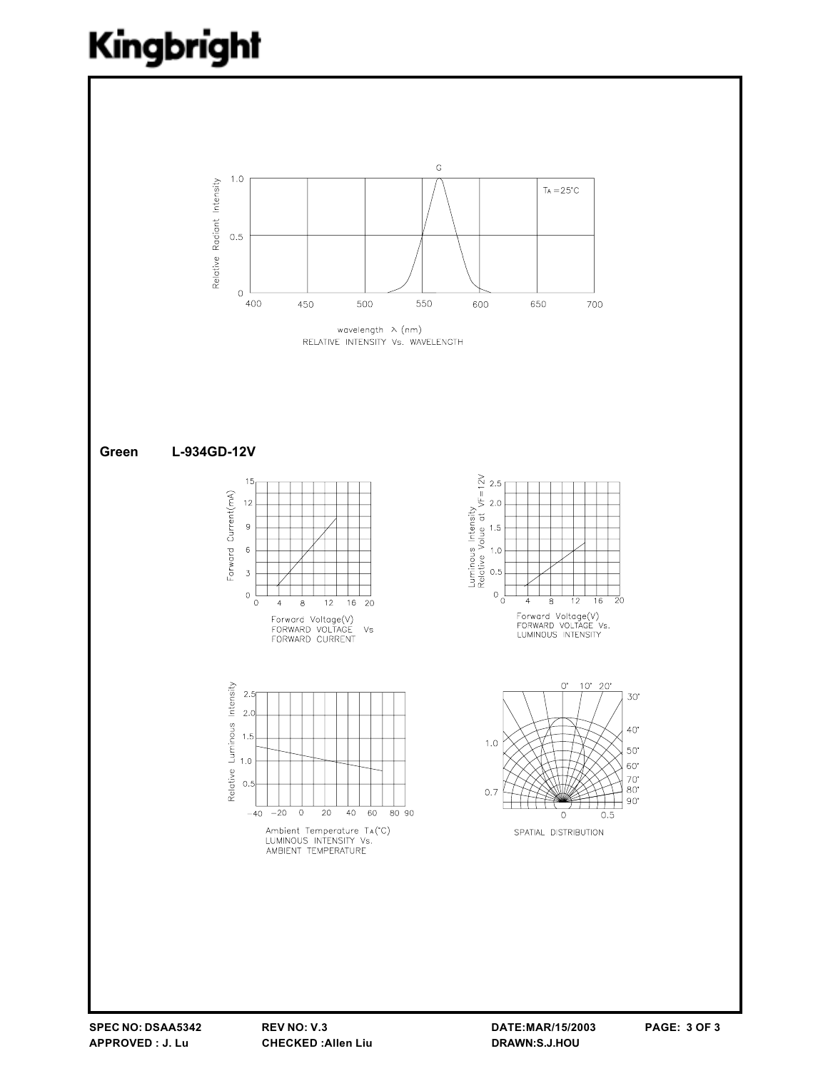G

1.0

0.5

0

Relative Radiant Intensity

$T_A = 25°C$

400 450 500 550 600 650 700

wavelength λ (nm)

RELATIVE INTENSITY Vs. WAVELENGTH

**Green L-934GD-12V**

15

12

9

6

3

0

Forward Current(mA)

0 4 8 12 16 20

Forward Voltage(V)

FORWARD VOLTAGE Vs FORWARD CURRENT

2.5

2.0

1.5

1.0

0.5

0

Luminous Intensity Relative Value at VF=12V

0 4 8 12 16 20

Forward Voltage(V)

FORWARD VOLTAGE Vs. LUMINOUS INTENSITY

2.5

2.0

1.5

1.0

0.5

Relative Luminous Intensity

−40 −20 0 20 40 60 80 90

Ambient Temperature $T_A$(°C)

LUMINOUS INTENSITY Vs. AMBIENT TEMPERATURE

0° 10° 20° 30° 40° 50° 60° 70° 80° 90°

1.0

0.7

0 0.5

SPATIAL DISTRIBUTION

**SPEC NO: DSAA5342** **REV NO: V.3** **DATE:MAR/15/2003**

**APPROVED : J. Lu** **CHECKED :Allen Liu** **DRAWN:S.J.HOU**